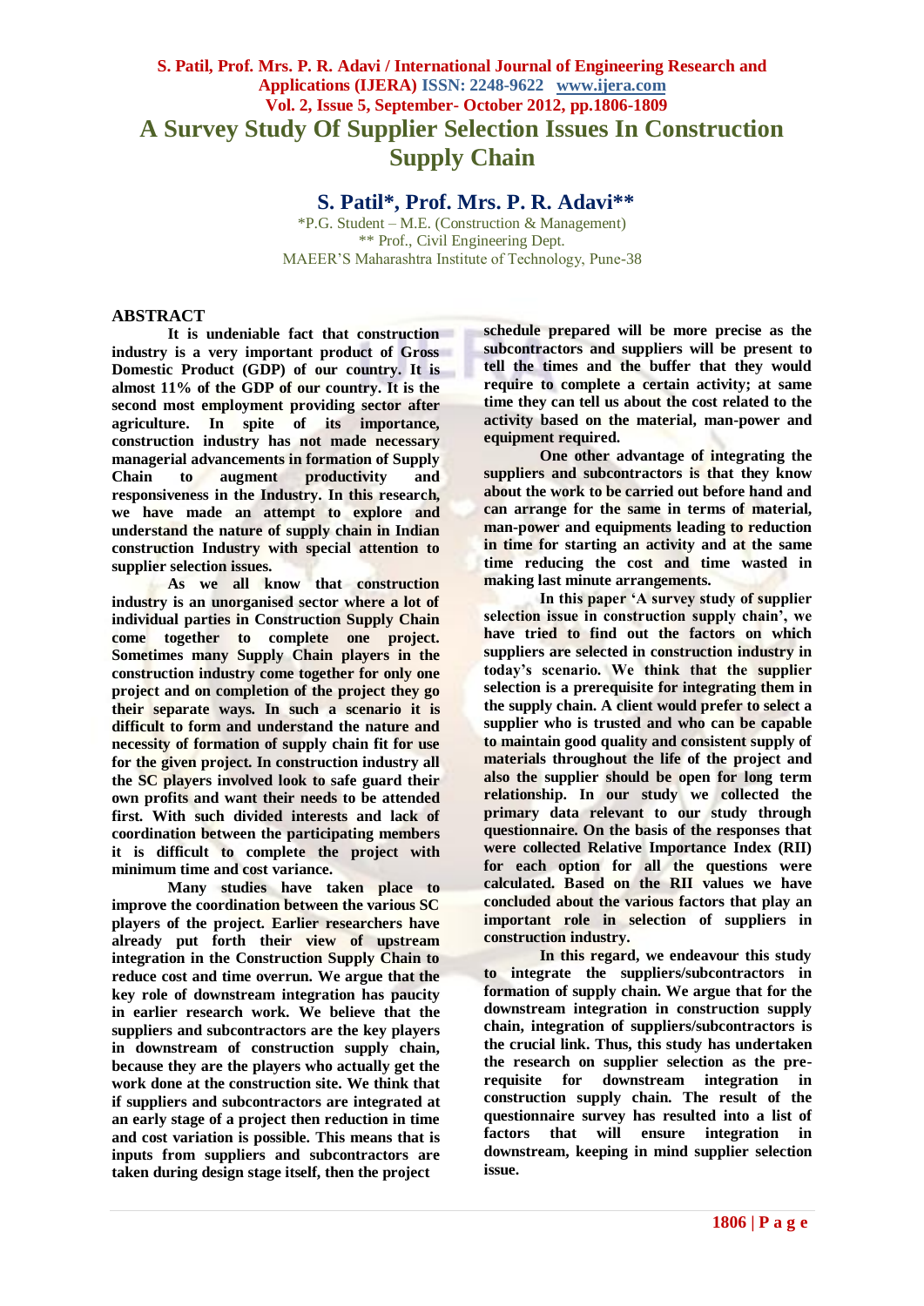# A Survey Study Of Supplier Selection Issues In Construction Supply Chain

## S. Patil*, Prof. Mrs. P. R. Adavi**

*P.G. Student – M.E. (Construction & Management)
** Prof., Civil Engineering Dept.
MAEER'S Maharashtra Institute of Technology, Pune-38

## ABSTRACT

**It is undeniable fact that construction industry is a very important product of Gross Domestic Product (GDP) of our country. It is almost 11% of the GDP of our country. It is the second most employment providing sector after agriculture. In spite of its importance, construction industry has not made necessary managerial advancements in formation of Supply Chain to augment productivity and responsiveness in the Industry. In this research, we have made an attempt to explore and understand the nature of supply chain in Indian construction Industry with special attention to supplier selection issues.**

**As we all know that construction industry is an unorganised sector where a lot of individual parties in Construction Supply Chain come together to complete one project. Sometimes many Supply Chain players in the construction industry come together for only one project and on completion of the project they go their separate ways. In such a scenario it is difficult to form and understand the nature and necessity of formation of supply chain fit for use for the given project. In construction industry all the SC players involved look to safe guard their own profits and want their needs to be attended first. With such divided interests and lack of coordination between the participating members it is difficult to complete the project with minimum time and cost variance.**

**Many studies have taken place to improve the coordination between the various SC players of the project. Earlier researchers have already put forth their view of upstream integration in the Construction Supply Chain to reduce cost and time overrun. We argue that the key role of downstream integration has paucity in earlier research work. We believe that the suppliers and subcontractors are the key players in downstream of construction supply chain, because they are the players who actually get the work done at the construction site. We think that if suppliers and subcontractors are integrated at an early stage of a project then reduction in time and cost variation is possible. This means that is inputs from suppliers and subcontractors are taken during design stage itself, then the project schedule prepared will be more precise as the subcontractors and suppliers will be present to tell the times and the buffer that they would require to complete a certain activity; at same time they can tell us about the cost related to the activity based on the material, man-power and equipment required.**

**One other advantage of integrating the suppliers and subcontractors is that they know about the work to be carried out before hand and can arrange for the same in terms of material, man-power and equipments leading to reduction in time for starting an activity and at the same time reducing the cost and time wasted in making last minute arrangements.**

**In this paper 'A survey study of supplier selection issue in construction supply chain', we have tried to find out the factors on which suppliers are selected in construction industry in today's scenario. We think that the supplier selection is a prerequisite for integrating them in the supply chain. A client would prefer to select a supplier who is trusted and who can be capable to maintain good quality and consistent supply of materials throughout the life of the project and also the supplier should be open for long term relationship. In our study we collected the primary data relevant to our study through questionnaire. On the basis of the responses that were collected Relative Importance Index (RII) for each option for all the questions were calculated. Based on the RII values we have concluded about the various factors that play an important role in selection of suppliers in construction industry.**

**In this regard, we endeavour this study to integrate the suppliers/subcontractors in formation of supply chain. We argue that for the downstream integration in construction supply chain, integration of suppliers/subcontractors is the crucial link. Thus, this study has undertaken the research on supplier selection as the pre-requisite for downstream integration in construction supply chain. The result of the questionnaire survey has resulted into a list of factors that will ensure integration in downstream, keeping in mind supplier selection issue.**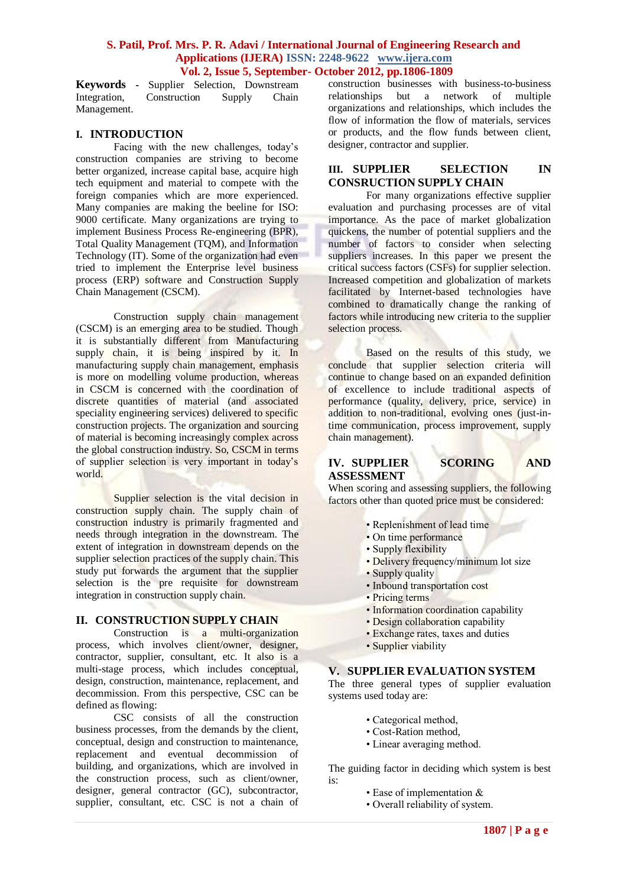**Keywords** - Supplier Selection, Downstream Integration, Construction Supply Chain Management.

## I. INTRODUCTION

Facing with the new challenges, today's construction companies are striving to become better organized, increase capital base, acquire high tech equipment and material to compete with the foreign companies which are more experienced. Many companies are making the beeline for ISO: 9000 certificate. Many organizations are trying to implement Business Process Re-engineering (BPR), Total Quality Management (TQM), and Information Technology (IT). Some of the organization had even tried to implement the Enterprise level business process (ERP) software and Construction Supply Chain Management (CSCM).

Construction supply chain management (CSCM) is an emerging area to be studied. Though it is substantially different from Manufacturing supply chain, it is being inspired by it. In manufacturing supply chain management, emphasis is more on modelling volume production, whereas in CSCM is concerned with the coordination of discrete quantities of material (and associated speciality engineering services) delivered to specific construction projects. The organization and sourcing of material is becoming increasingly complex across the global construction industry. So, CSCM in terms of supplier selection is very important in today's world.

Supplier selection is the vital decision in construction supply chain. The supply chain of construction industry is primarily fragmented and needs through integration in the downstream. The extent of integration in downstream depends on the supplier selection practices of the supply chain. This study put forwards the argument that the supplier selection is the pre requisite for downstream integration in construction supply chain.

## II. CONSTRUCTION SUPPLY CHAIN

Construction is a multi-organization process, which involves client/owner, designer, contractor, supplier, consultant, etc. It also is a multi-stage process, which includes conceptual, design, construction, maintenance, replacement, and decommission. From this perspective, CSC can be defined as flowing:

CSC consists of all the construction business processes, from the demands by the client, conceptual, design and construction to maintenance, replacement and eventual decommission of building, and organizations, which are involved in the construction process, such as client/owner, designer, general contractor (GC), subcontractor, supplier, consultant, etc. CSC is not a chain of construction businesses with business-to-business relationships but a network of multiple organizations and relationships, which includes the flow of information the flow of materials, services or products, and the flow funds between client, designer, contractor and supplier.

## III. SUPPLIER SELECTION IN CONSRUCTION SUPPLY CHAIN

For many organizations effective supplier evaluation and purchasing processes are of vital importance. As the pace of market globalization quickens, the number of potential suppliers and the number of factors to consider when selecting suppliers increases. In this paper we present the critical success factors (CSFs) for supplier selection. Increased competition and globalization of markets facilitated by Internet-based technologies have combined to dramatically change the ranking of factors while introducing new criteria to the supplier selection process.

Based on the results of this study, we conclude that supplier selection criteria will continue to change based on an expanded definition of excellence to include traditional aspects of performance (quality, delivery, price, service) in addition to non-traditional, evolving ones (just-in-time communication, process improvement, supply chain management).

## IV. SUPPLIER SCORING AND ASSESSMENT

When scoring and assessing suppliers, the following factors other than quoted price must be considered:

- Replenishment of lead time
- On time performance
- Supply flexibility
- Delivery frequency/minimum lot size
- Supply quality
- Inbound transportation cost
- Pricing terms
- Information coordination capability
- Design collaboration capability
- Exchange rates, taxes and duties
- Supplier viability

## V. SUPPLIER EVALUATION SYSTEM

The three general types of supplier evaluation systems used today are:

- Categorical method,
- Cost-Ration method,
- Linear averaging method.

The guiding factor in deciding which system is best is:

- Ease of implementation &
- Overall reliability of system.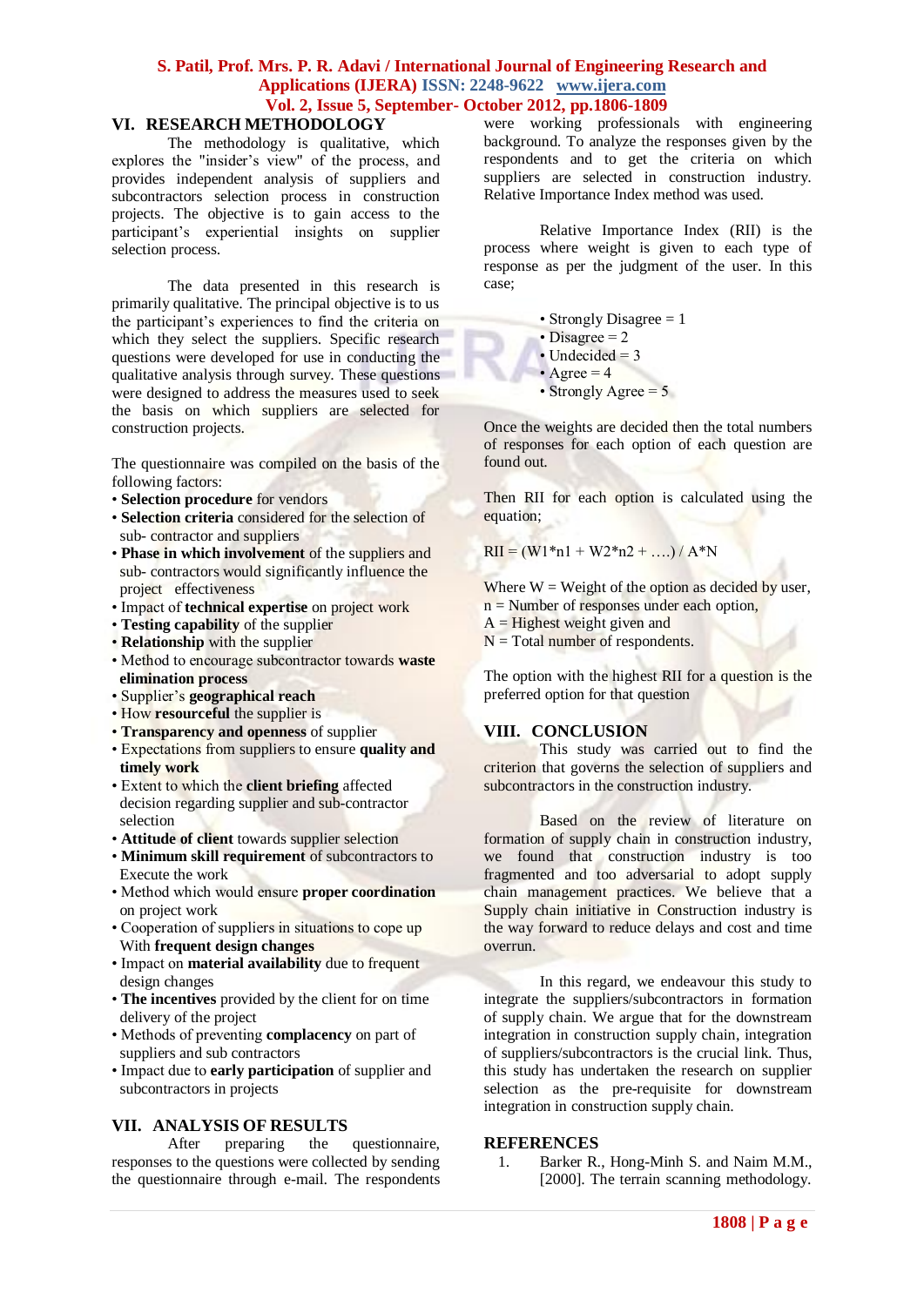## VI. RESEARCH METHODOLOGY

The methodology is qualitative, which explores the "insider's view" of the process, and provides independent analysis of suppliers and subcontractors selection process in construction projects. The objective is to gain access to the participant's experiential insights on supplier selection process.

The data presented in this research is primarily qualitative. The principal objective is to us the participant's experiences to find the criteria on which they select the suppliers. Specific research questions were developed for use in conducting the qualitative analysis through survey. These questions were designed to address the measures used to seek the basis on which suppliers are selected for construction projects.

The questionnaire was compiled on the basis of the following factors:

- **Selection procedure** for vendors
- **Selection criteria** considered for the selection of sub- contractor and suppliers
- **Phase in which involvement** of the suppliers and sub- contractors would significantly influence the project effectiveness
- Impact of **technical expertise** on project work
- **Testing capability** of the supplier
- **Relationship** with the supplier
- Method to encourage subcontractor towards **waste elimination process**
- Supplier's **geographical reach**
- How **resourceful** the supplier is
- **Transparency and openness** of supplier
- Expectations from suppliers to ensure **quality and timely work**
- Extent to which the **client briefing** affected decision regarding supplier and sub-contractor selection
- **Attitude of client** towards supplier selection
- **Minimum skill requirement** of subcontractors to Execute the work
- Method which would ensure **proper coordination** on project work
- Cooperation of suppliers in situations to cope up With **frequent design changes**
- Impact on **material availability** due to frequent design changes
- **The incentives** provided by the client for on time delivery of the project
- Methods of preventing **complacency** on part of suppliers and sub contractors
- Impact due to **early participation** of supplier and subcontractors in projects

## VII. ANALYSIS OF RESULTS

After preparing the questionnaire, responses to the questions were collected by sending the questionnaire through e-mail. The respondents were working professionals with engineering background. To analyze the responses given by the respondents and to get the criteria on which suppliers are selected in construction industry. Relative Importance Index method was used.

Relative Importance Index (RII) is the process where weight is given to each type of response as per the judgment of the user. In this case;

- Strongly Disagree = 1
- Disagree = 2
- Undecided = 3
- Agree = 4
- Strongly Agree = 5

Once the weights are decided then the total numbers of responses for each option of each question are found out.

Then RII for each option is calculated using the equation;

$$RII = (W1*n1 + W2*n2 + ….) / A*N$$

Where W = Weight of the option as decided by user,
n = Number of responses under each option,
A = Highest weight given and
N = Total number of respondents.

The option with the highest RII for a question is the preferred option for that question

## VIII. CONCLUSION

This study was carried out to find the criterion that governs the selection of suppliers and subcontractors in the construction industry.

Based on the review of literature on formation of supply chain in construction industry, we found that construction industry is too fragmented and too adversarial to adopt supply chain management practices. We believe that a Supply chain initiative in Construction industry is the way forward to reduce delays and cost and time overrun.

In this regard, we endeavour this study to integrate the suppliers/subcontractors in formation of supply chain. We argue that for the downstream integration in construction supply chain, integration of suppliers/subcontractors is the crucial link. Thus, this study has undertaken the research on supplier selection as the pre-requisite for downstream integration in construction supply chain.

## REFERENCES

1. Barker R., Hong-Minh S. and Naim M.M., [2000]. The terrain scanning methodology.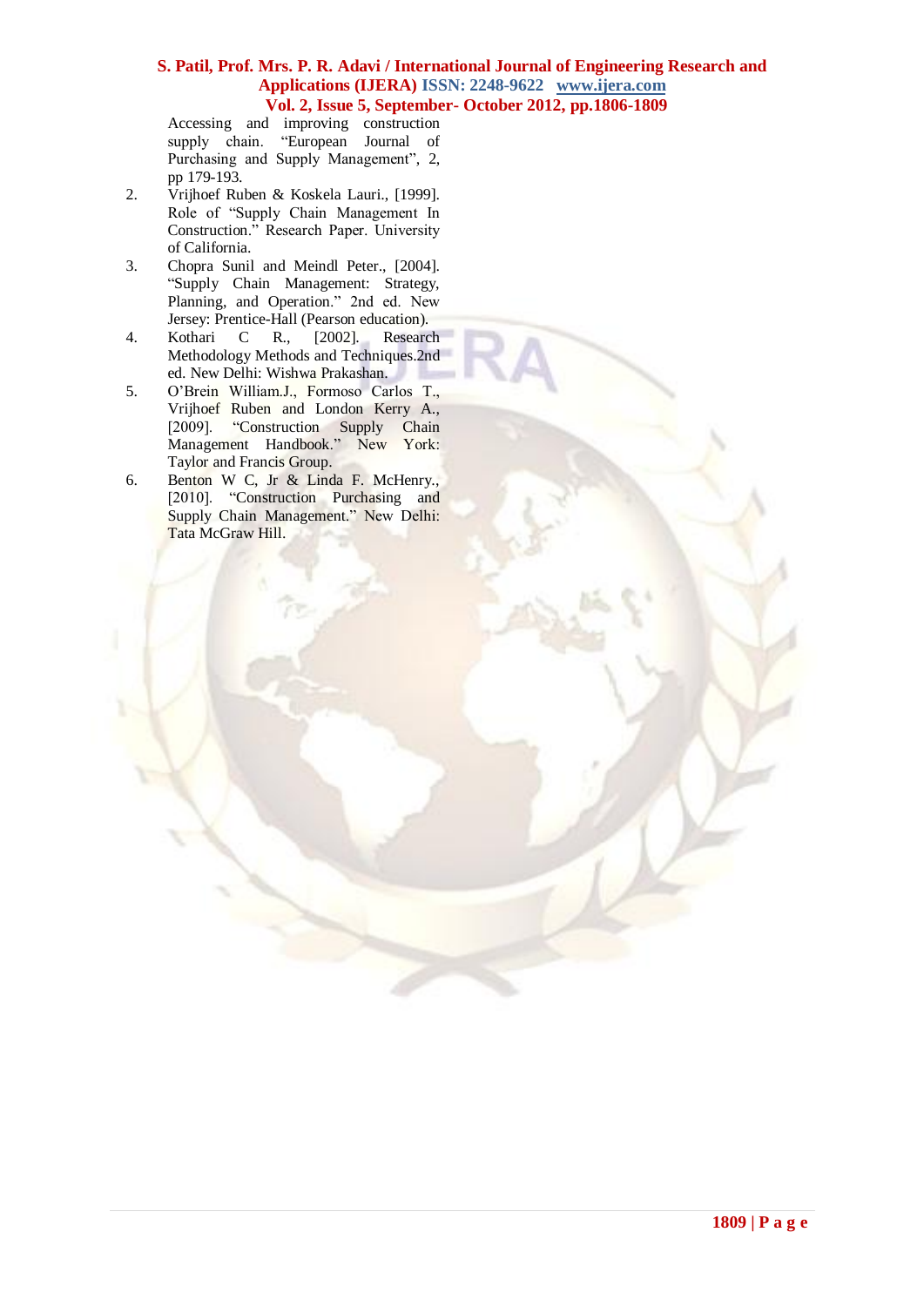Accessing and improving construction supply chain. "European Journal of Purchasing and Supply Management", 2, pp 179-193.

2. Vrijhoef Ruben & Koskela Lauri., [1999]. Role of "Supply Chain Management In Construction." Research Paper. University of California.
3. Chopra Sunil and Meindl Peter., [2004]. "Supply Chain Management: Strategy, Planning, and Operation." 2nd ed. New Jersey: Prentice-Hall (Pearson education).
4. Kothari C R., [2002]. Research Methodology Methods and Techniques.2nd ed. New Delhi: Wishwa Prakashan.
5. O'Brein William.J., Formoso Carlos T., Vrijhoef Ruben and London Kerry A., [2009]. "Construction Supply Chain Management Handbook." New York: Taylor and Francis Group.
6. Benton W C, Jr & Linda F. McHenry., [2010]. "Construction Purchasing and Supply Chain Management." New Delhi: Tata McGraw Hill.